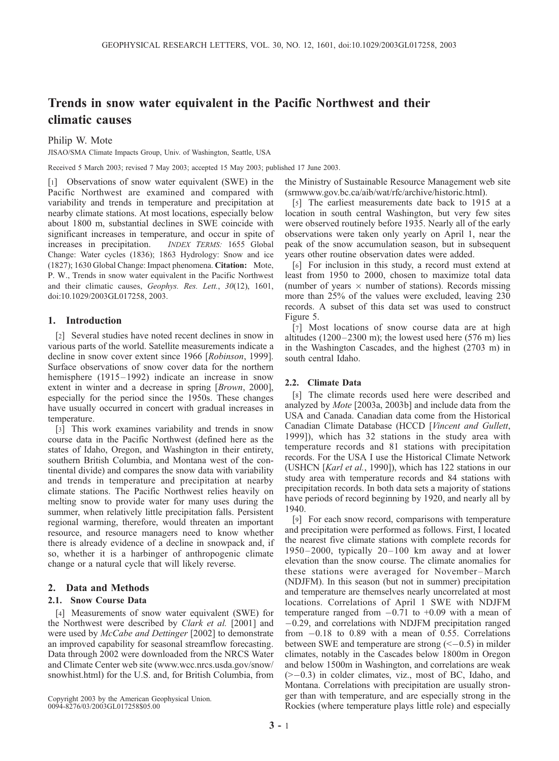# Trends in snow water equivalent in the Pacific Northwest and their climatic causes

Philip W. Mote

JISAO/SMA Climate Impacts Group, Univ. of Washington, Seattle, USA

Received 5 March 2003; revised 7 May 2003; accepted 15 May 2003; published 17 June 2003.

[1] Observations of snow water equivalent (SWE) in the Pacific Northwest are examined and compared with variability and trends in temperature and precipitation at nearby climate stations. At most locations, especially below about 1800 m, substantial declines in SWE coincide with significant increases in temperature, and occur in spite of increases in precipitation. *INDEX TERMS:* 1655 Global Change: Water cycles (1836); 1863 Hydrology: Snow and ice (1827); 1630 Global Change: Impact phenomena. **Citation:** Mote, P. W., Trends in snow water equivalent in the Pacific Northwest and their climatic causes, *Geophys. Res. Lett.*, *30*(12), 1601, doi:10.1029/2003GL017258, 2003.

## 1. Introduction

[2] Several studies have noted recent declines in snow in various parts of the world. Satellite measurements indicate a decline in snow cover extent since 1966 [*Robinson*, 1999]. Surface observations of snow cover data for the northern hemisphere (1915–1992) indicate an increase in snow extent in winter and a decrease in spring [*Brown*, 2000], especially for the period since the 1950s. These changes have usually occurred in concert with gradual increases in temperature.

[3] This work examines variability and trends in snow course data in the Pacific Northwest (defined here as the states of Idaho, Oregon, and Washington in their entirety, southern British Columbia, and Montana west of the continental divide) and compares the snow data with variability and trends in temperature and precipitation at nearby climate stations. The Pacific Northwest relies heavily on melting snow to provide water for many uses during the summer, when relatively little precipitation falls. Persistent regional warming, therefore, would threaten an important resource, and resource managers need to know whether there is already evidence of a decline in snowpack and, if so, whether it is a harbinger of anthropogenic climate change or a natural cycle that will likely reverse.

## 2. Data and Methods

### 2.1. Snow Course Data

[4] Measurements of snow water equivalent (SWE) for the Northwest were described by *Clark et al.* [2001] and were used by *McCabe and Dettinger* [2002] to demonstrate an improved capability for seasonal streamflow forecasting. Data through 2002 were downloaded from the NRCS Water and Climate Center web site (www.wcc.nrcs.usda.gov/snow/snowhist.html) for the U.S. and, for British Columbia, from the Ministry of Sustainable Resource Management web site (srmwww.gov.bc.ca/aib/wat/rfc/archive/historic.html).

[5] The earliest measurements date back to 1915 at a location in south central Washington, but very few sites were observed routinely before 1935. Nearly all of the early observations were taken only yearly on April 1, near the peak of the snow accumulation season, but in subsequent years other routine observation dates were added.

[6] For inclusion in this study, a record must extend at least from 1950 to 2000, chosen to maximize total data (number of years × number of stations). Records missing more than 25% of the values were excluded, leaving 230 records. A subset of this data set was used to construct Figure 5.

[7] Most locations of snow course data are at high altitudes (1200–2300 m); the lowest used here (576 m) lies in the Washington Cascades, and the highest (2703 m) in south central Idaho.

### 2.2. Climate Data

[8] The climate records used here were described and analyzed by *Mote* [2003a, 2003b] and include data from the USA and Canada. Canadian data come from the Historical Canadian Climate Database (HCCD [*Vincent and Gullett*, 1999]), which has 32 stations in the study area with temperature records and 81 stations with precipitation records. For the USA I use the Historical Climate Network (USHCN [*Karl et al.*, 1990]), which has 122 stations in our study area with temperature records and 84 stations with precipitation records. In both data sets a majority of stations have periods of record beginning by 1920, and nearly all by 1940.

[9] For each snow record, comparisons with temperature and precipitation were performed as follows. First, I located the nearest five climate stations with complete records for 1950–2000, typically 20–100 km away and at lower elevation than the snow course. The climate anomalies for these stations were averaged for November–March (NDJFM). In this season (but not in summer) precipitation and temperature are themselves nearly uncorrelated at most locations. Correlations of April 1 SWE with NDJFM temperature ranged from −0.71 to +0.09 with a mean of −0.29, and correlations with NDJFM precipitation ranged from −0.18 to 0.89 with a mean of 0.55. Correlations between SWE and temperature are strong (<−0.5) in milder climates, notably in the Cascades below 1800m in Oregon and below 1500m in Washington, and correlations are weak (>−0.3) in colder climates, viz., most of BC, Idaho, and Montana. Correlations with precipitation are usually stronger than with temperature, and are especially strong in the Rockies (where temperature plays little role) and especially

Copyright 2003 by the American Geophysical Union.
0094-8276/03/2003GL017258$05.00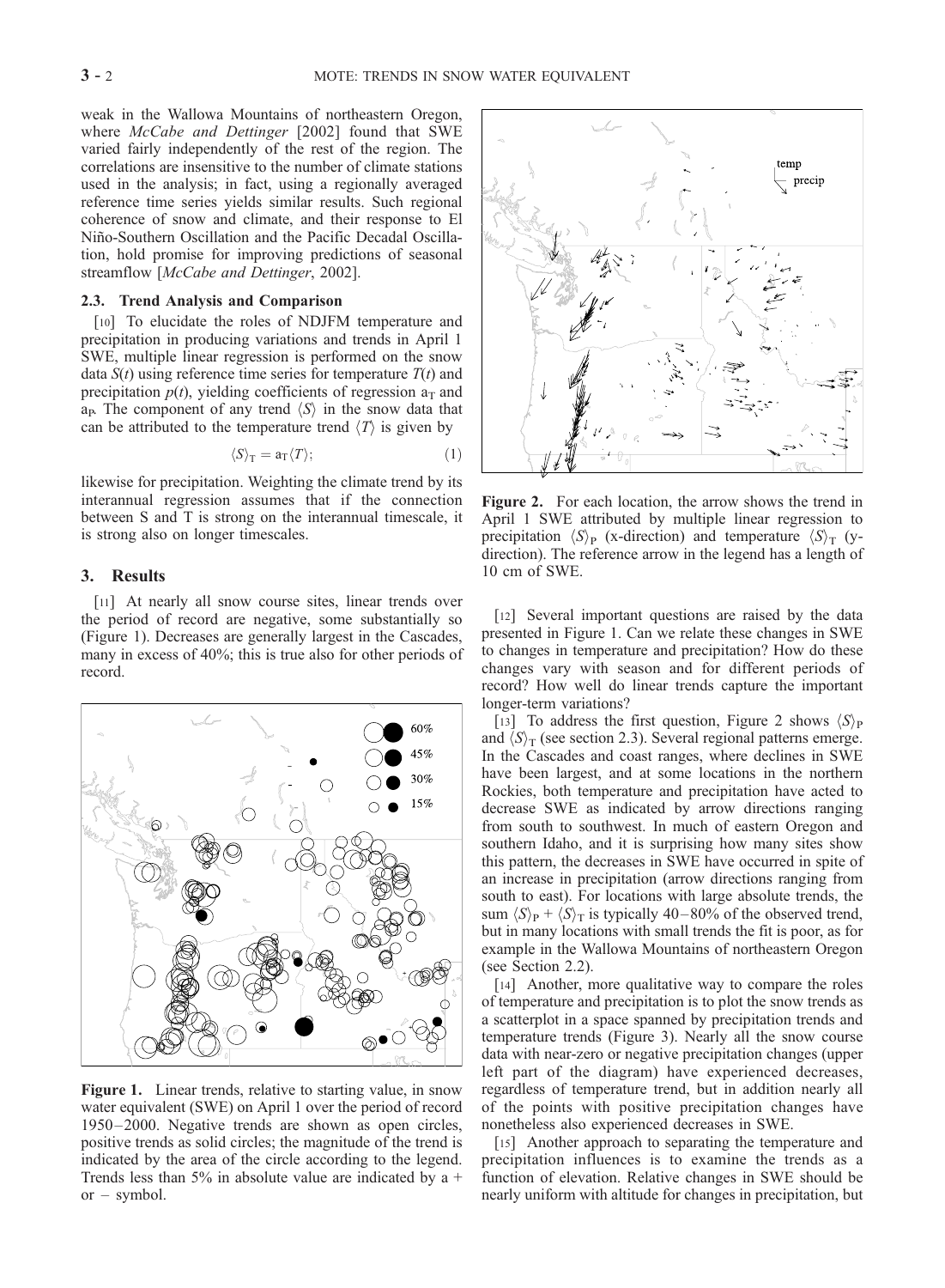weak in the Wallowa Mountains of northeastern Oregon, where *McCabe and Dettinger* [2002] found that SWE varied fairly independently of the rest of the region. The correlations are insensitive to the number of climate stations used in the analysis; in fact, using a regionally averaged reference time series yields similar results. Such regional coherence of snow and climate, and their response to El Niño-Southern Oscillation and the Pacific Decadal Oscillation, hold promise for improving predictions of seasonal streamflow [*McCabe and Dettinger*, 2002].

### 2.3. Trend Analysis and Comparison

[10] To elucidate the roles of NDJFM temperature and precipitation in producing variations and trends in April 1 SWE, multiple linear regression is performed on the snow data $S(t)$ using reference time series for temperature $T(t)$ and precipitation $p(t)$, yielding coefficients of regression $a_T$ and $a_P$. The component of any trend $\langle S \rangle$ in the snow data that can be attributed to the temperature trend $\langle T \rangle$ is given by

$$\langle S \rangle_T = a_T \langle T \rangle; \quad (1)$$

likewise for precipitation. Weighting the climate trend by its interannual regression assumes that if the connection between S and T is strong on the interannual timescale, it is strong also on longer timescales.

## 3. Results

[11] At nearly all snow course sites, linear trends over the period of record are negative, some substantially so (Figure 1). Decreases are generally largest in the Cascades, many in excess of 40%; this is true also for other periods of record.

**Figure 1.** Linear trends, relative to starting value, in snow water equivalent (SWE) on April 1 over the period of record 1950–2000. Negative trends are shown as open circles, positive trends as solid circles; the magnitude of the trend is indicated by the area of the circle according to the legend. Trends less than 5% in absolute value are indicated by a + or – symbol.

**Figure 2.** For each location, the arrow shows the trend in April 1 SWE attributed by multiple linear regression to precipitation $\langle S \rangle_P$ (x-direction) and temperature $\langle S \rangle_T$ (y-direction). The reference arrow in the legend has a length of 10 cm of SWE.

[12] Several important questions are raised by the data presented in Figure 1. Can we relate these changes in SWE to changes in temperature and precipitation? How do these changes vary with season and for different periods of record? How well do linear trends capture the important longer-term variations?

[13] To address the first question, Figure 2 shows $\langle S \rangle_P$ and $\langle S \rangle_T$ (see section 2.3). Several regional patterns emerge. In the Cascades and coast ranges, where declines in SWE have been largest, and at some locations in the northern Rockies, both temperature and precipitation have acted to decrease SWE as indicated by arrow directions ranging from south to southwest. In much of eastern Oregon and southern Idaho, and it is surprising how many sites show this pattern, the decreases in SWE have occurred in spite of an increase in precipitation (arrow directions ranging from south to east). For locations with large absolute trends, the sum $\langle S \rangle_P + \langle S \rangle_T$ is typically 40–80% of the observed trend, but in many locations with small trends the fit is poor, as for example in the Wallowa Mountains of northeastern Oregon (see Section 2.2).

[14] Another, more qualitative way to compare the roles of temperature and precipitation is to plot the snow trends as a scatterplot in a space spanned by precipitation trends and temperature trends (Figure 3). Nearly all the snow course data with near-zero or negative precipitation changes (upper left part of the diagram) have experienced decreases, regardless of temperature trend, but in addition nearly all of the points with positive precipitation changes have nonetheless also experienced decreases in SWE.

[15] Another approach to separating the temperature and precipitation influences is to examine the trends as a function of elevation. Relative changes in SWE should be nearly uniform with altitude for changes in precipitation, but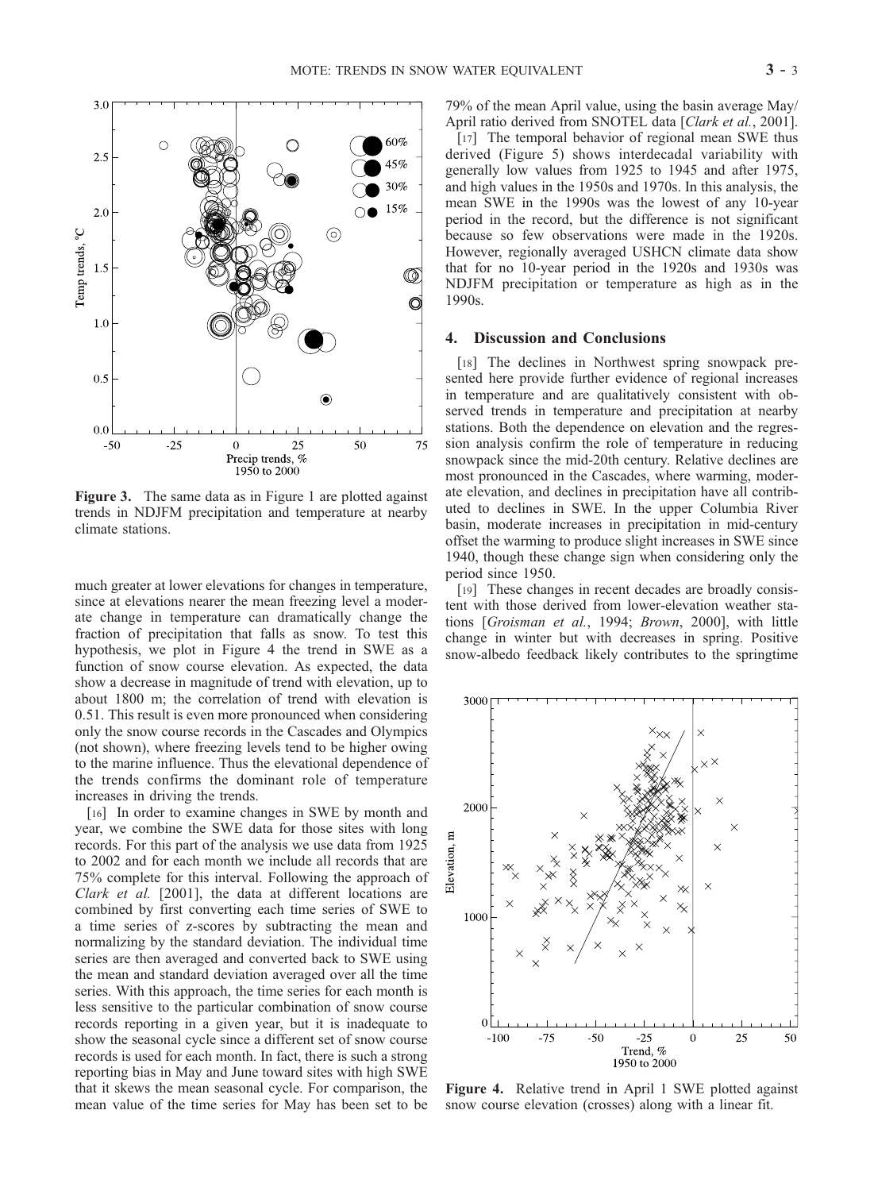**Figure 3.** The same data as in Figure 1 are plotted against trends in NDJFM precipitation and temperature at nearby climate stations.

much greater at lower elevations for changes in temperature, since at elevations nearer the mean freezing level a moderate change in temperature can dramatically change the fraction of precipitation that falls as snow. To test this hypothesis, we plot in Figure 4 the trend in SWE as a function of snow course elevation. As expected, the data show a decrease in magnitude of trend with elevation, up to about 1800 m; the correlation of trend with elevation is 0.51. This result is even more pronounced when considering only the snow course records in the Cascades and Olympics (not shown), where freezing levels tend to be higher owing to the marine influence. Thus the elevational dependence of the trends confirms the dominant role of temperature increases in driving the trends.

[16] In order to examine changes in SWE by month and year, we combine the SWE data for those sites with long records. For this part of the analysis we use data from 1925 to 2002 and for each month we include all records that are 75% complete for this interval. Following the approach of *Clark et al.* [2001], the data at different locations are combined by first converting each time series of SWE to a time series of z-scores by subtracting the mean and normalizing by the standard deviation. The individual time series are then averaged and converted back to SWE using the mean and standard deviation averaged over all the time series. With this approach, the time series for each month is less sensitive to the particular combination of snow course records reporting in a given year, but it is inadequate to show the seasonal cycle since a different set of snow course records is used for each month. In fact, there is such a strong reporting bias in May and June toward sites with high SWE that it skews the mean seasonal cycle. For comparison, the mean value of the time series for May has been set to be 79% of the mean April value, using the basin average May/April ratio derived from SNOTEL data [*Clark et al.*, 2001].

[17] The temporal behavior of regional mean SWE thus derived (Figure 5) shows interdecadal variability with generally low values from 1925 to 1945 and after 1975, and high values in the 1950s and 1970s. In this analysis, the mean SWE in the 1990s was the lowest of any 10-year period in the record, but the difference is not significant because so few observations were made in the 1920s. However, regionally averaged USHCN climate data show that for no 10-year period in the 1920s and 1930s was NDJFM precipitation or temperature as high as in the 1990s.

## 4. Discussion and Conclusions

[18] The declines in Northwest spring snowpack presented here provide further evidence of regional increases in temperature and are qualitatively consistent with observed trends in temperature and precipitation at nearby stations. Both the dependence on elevation and the regression analysis confirm the role of temperature in reducing snowpack since the mid-20th century. Relative declines are most pronounced in the Cascades, where warming, moderate elevation, and declines in precipitation have all contributed to declines in SWE. In the upper Columbia River basin, moderate increases in precipitation in mid-century offset the warming to produce slight increases in SWE since 1940, though these change sign when considering only the period since 1950.

[19] These changes in recent decades are broadly consistent with those derived from lower-elevation weather stations [*Groisman et al.*, 1994; *Brown*, 2000], with little change in winter but with decreases in spring. Positive snow-albedo feedback likely contributes to the springtime

**Figure 4.** Relative trend in April 1 SWE plotted against snow course elevation (crosses) along with a linear fit.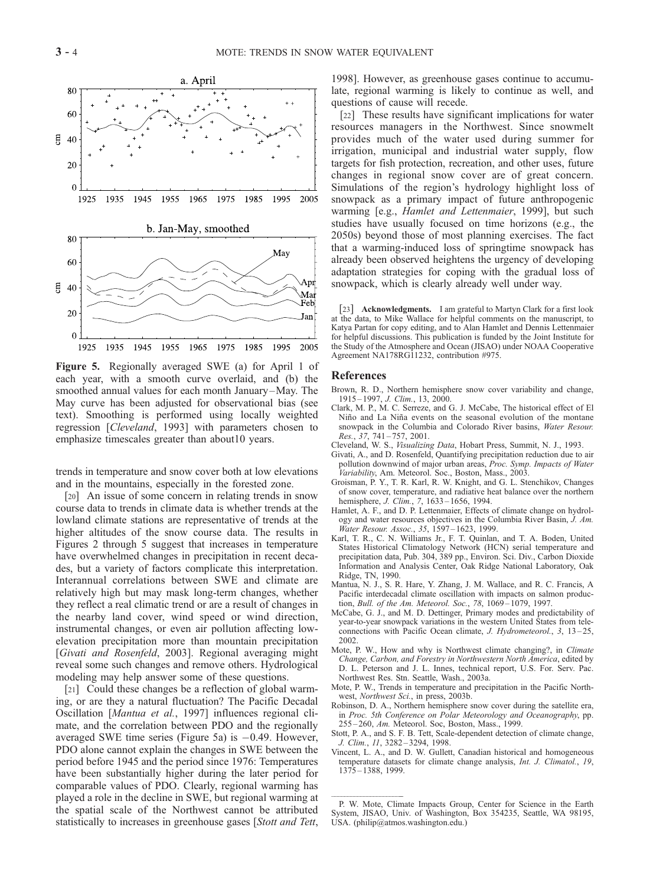a. April

80

60

cm 40

20

0

1925 1935 1945 1955 1965 1975 1985 1995 2005

b. Jan-May, smoothed

80

60

cm 40

20

0

May

Apr

Mar

Feb

Jan

1925 1935 1945 1955 1965 1975 1985 1995 2005

**Figure 5.** Regionally averaged SWE (a) for April 1 of each year, with a smooth curve overlaid, and (b) the smoothed annual values for each month January–May. The May curve has been adjusted for observational bias (see text). Smoothing is performed using locally weighted regression [*Cleveland*, 1993] with parameters chosen to emphasize timescales greater than about10 years.

trends in temperature and snow cover both at low elevations and in the mountains, especially in the forested zone.

[20] An issue of some concern in relating trends in snow course data to trends in climate data is whether trends at the lowland climate stations are representative of trends at the higher altitudes of the snow course data. The results in Figures 2 through 5 suggest that increases in temperature have overwhelmed changes in precipitation in recent decades, but a variety of factors complicate this interpretation. Interannual correlations between SWE and climate are relatively high but may mask long-term changes, whether they reflect a real climatic trend or are a result of changes in the nearby land cover, wind speed or wind direction, instrumental changes, or even air pollution affecting low-elevation precipitation more than mountain precipitation [*Givati and Rosenfeld*, 2003]. Regional averaging might reveal some such changes and remove others. Hydrological modeling may help answer some of these questions.

[21] Could these changes be a reflection of global warming, or are they a natural fluctuation? The Pacific Decadal Oscillation [*Mantua et al.*, 1997] influences regional climate, and the correlation between PDO and the regionally averaged SWE time series (Figure 5a) is −0.49. However, PDO alone cannot explain the changes in SWE between the period before 1945 and the period since 1976: Temperatures have been substantially higher during the later period for comparable values of PDO. Clearly, regional warming has played a role in the decline in SWE, but regional warming at the spatial scale of the Northwest cannot be attributed statistically to increases in greenhouse gases [*Stott and Tett*, 1998]. However, as greenhouse gases continue to accumulate, regional warming is likely to continue as well, and questions of cause will recede.

[22] These results have significant implications for water resources managers in the Northwest. Since snowmelt provides much of the water used during summer for irrigation, municipal and industrial water supply, flow targets for fish protection, recreation, and other uses, future changes in regional snow cover are of great concern. Simulations of the region's hydrology highlight loss of snowpack as a primary impact of future anthropogenic warming [e.g., *Hamlet and Lettenmaier*, 1999], but such studies have usually focused on time horizons (e.g., the 2050s) beyond those of most planning exercises. The fact that a warming-induced loss of springtime snowpack has already been observed heightens the urgency of developing adaptation strategies for coping with the gradual loss of snowpack, which is clearly already well under way.

[23] **Acknowledgments.** I am grateful to Martyn Clark for a first look at the data, to Mike Wallace for helpful comments on the manuscript, to Katya Partan for copy editing, and to Alan Hamlet and Dennis Lettenmaier for helpful discussions. This publication is funded by the Joint Institute for the Study of the Atmosphere and Ocean (JISAO) under NOAA Cooperative Agreement NA178RG11232, contribution #975.

## References

Brown, R. D., Northern hemisphere snow cover variability and change, 1915–1997, *J. Clim.*, 13, 2000.

Clark, M. P., M. C. Serreze, and G. J. McCabe, The historical effect of El Niño and La Niña events on the seasonal evolution of the montane snowpack in the Columbia and Colorado River basins, *Water Resour. Res.*, *37*, 741–757, 2001.

Cleveland, W. S., *Visualizing Data*, Hobart Press, Summit, N. J., 1993.

Givati, A., and D. Rosenfeld, Quantifying precipitation reduction due to air pollution downwind of major urban areas, *Proc. Symp. Impacts of Water Variability*, Am. Meteorol. Soc., Boston, Mass., 2003.

Groisman, P. Y., T. R. Karl, R. W. Knight, and G. L. Stenchikov, Changes of snow cover, temperature, and radiative heat balance over the northern hemisphere, *J. Clim.*, *7*, 1633–1656, 1994.

Hamlet, A. F., and D. P. Lettenmaier, Effects of climate change on hydrology and water resources objectives in the Columbia River Basin, *J. Am. Water Resour. Assoc.*, *35*, 1597–1623, 1999.

Karl, T. R., C. N. Williams Jr., F. T. Quinlan, and T. A. Boden, United States Historical Climatology Network (HCN) serial temperature and precipitation data, Pub. 304, 389 pp., Environ. Sci. Div., Carbon Dioxide Information and Analysis Center, Oak Ridge National Laboratory, Oak Ridge, TN, 1990.

Mantua, N. J., S. R. Hare, Y. Zhang, J. M. Wallace, and R. C. Francis, A Pacific interdecadal climate oscillation with impacts on salmon production, *Bull. of the Am. Meteorol. Soc.*, *78*, 1069–1079, 1997.

McCabe, G. J., and M. D. Dettinger, Primary modes and predictability of year-to-year snowpack variations in the western United States from teleconnections with Pacific Ocean climate, *J. Hydrometeorol.*, *3*, 13–25, 2002.

Mote, P. W., How and why is Northwest climate changing?, in *Climate Change, Carbon, and Forestry in Northwestern North America*, edited by D. L. Peterson and J. L. Innes, technical report, U.S. For. Serv. Pac. Northwest Res. Stn. Seattle, Wash., 2003a.

Mote, P. W., Trends in temperature and precipitation in the Pacific Northwest, *Northwest Sci.*, in press, 2003b.

Robinson, D. A., Northern hemisphere snow cover during the satellite era, in *Proc. 5th Conference on Polar Meteorology and Oceanography*, pp. 255–260, *Am.* Meteorol. Soc, Boston, Mass., 1999.

Stott, P. A., and S. F. B. Tett, Scale-dependent detection of climate change, *J. Clim.*, *11*, 3282–3294, 1998.

Vincent, L. A., and D. W. Gullett, Canadian historical and homogeneous temperature datasets for climate change analysis, *Int. J. Climatol.*, *19*, 1375–1388, 1999.

P. W. Mote, Climate Impacts Group, Center for Science in the Earth System, JISAO, Univ. of Washington, Box 354235, Seattle, WA 98195, USA. (philip@atmos.washington.edu.)